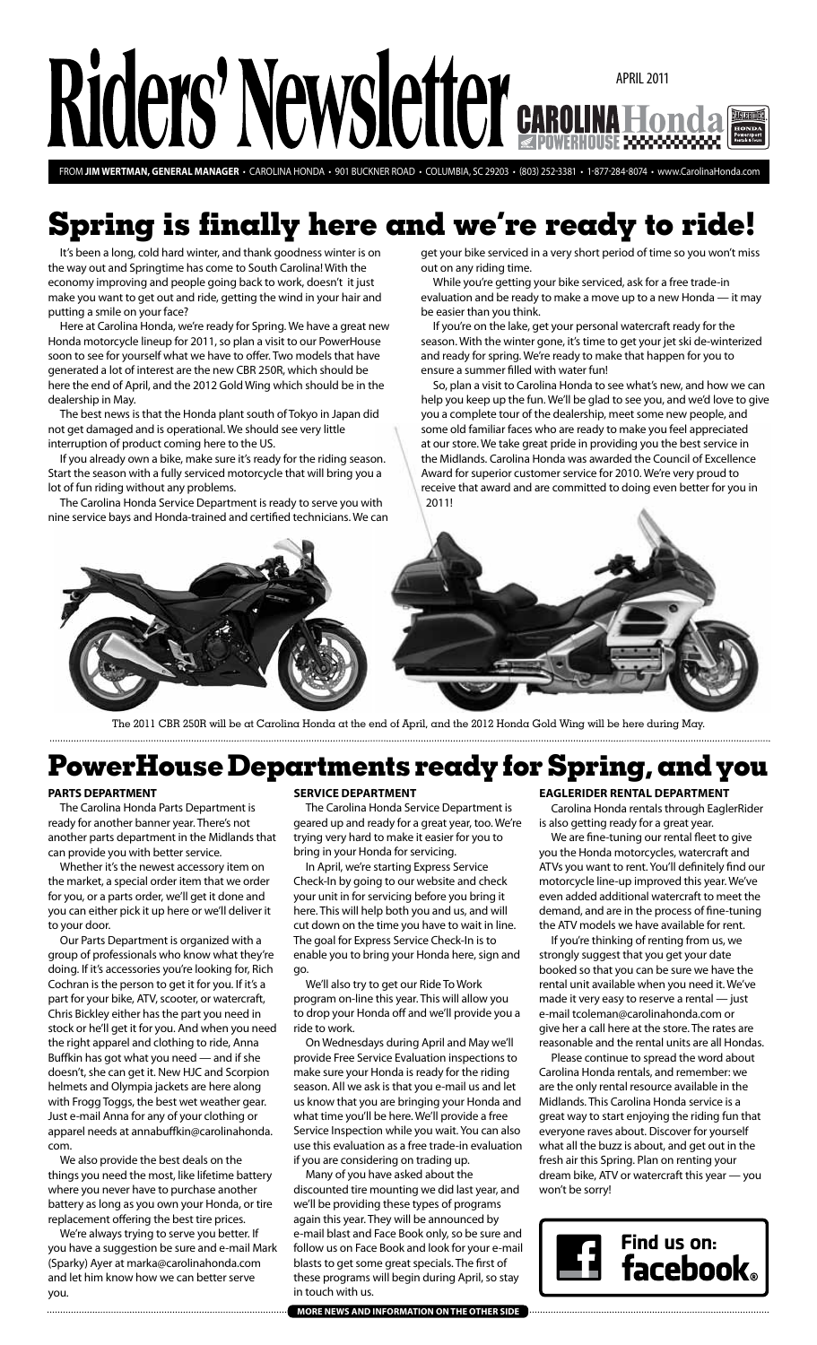# Riders' Newsletter

APRIL 2011

CAROLINA Honda POWERHOUSE

FROM **JIM WERTMAN, GENERAL MANAGER** • CAROLINA HONDA • 901 BUCKNER ROAD • COLUMBIA, SC 29203 • (803) 252-3381 • 1-877-284-8074 • www.CarolinaHonda.com

## Spring is finally here and we're ready to ride!

It's been a long, cold hard winter, and thank goodness winter is on the way out and Springtime has come to South Carolina! With the economy improving and people going back to work, doesn't it just make you want to get out and ride, getting the wind in your hair and putting a smile on your face?

Here at Carolina Honda, we're ready for Spring. We have a great new Honda motorcycle lineup for 2011, so plan a visit to our PowerHouse soon to see for yourself what we have to offer. Two models that have generated a lot of interest are the new CBR 250R, which should be here the end of April, and the 2012 Gold Wing which should be in the dealership in May.

The best news is that the Honda plant south of Tokyo in Japan did not get damaged and is operational. We should see very little interruption of product coming here to the US.

If you already own a bike, make sure it's ready for the riding season. Start the season with a fully serviced motorcycle that will bring you a lot of fun riding without any problems.

The Carolina Honda Service Department is ready to serve you with nine service bays and Honda-trained and certified technicians. We can get your bike serviced in a very short period of time so you won't miss out on any riding time.

While you're getting your bike serviced, ask for a free trade-in evaluation and be ready to make a move up to a new Honda — it may be easier than you think.

If you're on the lake, get your personal watercraft ready for the season. With the winter gone, it's time to get your jet ski de-winterized and ready for spring. We're ready to make that happen for you to ensure a summer filled with water fun!

So, plan a visit to Carolina Honda to see what's new, and how we can help you keep up the fun. We'll be glad to see you, and we'd love to give you a complete tour of the dealership, meet some new people, and some old familiar faces who are ready to make you feel appreciated at our store. We take great pride in providing you the best service in the Midlands. Carolina Honda was awarded the Council of Excellence Award for superior customer service for 2010. We're very proud to receive that award and are committed to doing even better for you in 2011!

The 2011 CBR 250R will be at Carolina Honda at the end of April, and the 2012 Honda Gold Wing will be here during May.

## PowerHouse Departments ready for Spring, and you

### PARTS DEPARTMENT

The Carolina Honda Parts Department is ready for another banner year. There's not another parts department in the Midlands that can provide you with better service.

Whether it's the newest accessory item on the market, a special order item that we order for you, or a parts order, we'll get it done and you can either pick it up here or we'll deliver it to your door.

Our Parts Department is organized with a group of professionals who know what they're doing. If it's accessories you're looking for, Rich Cochran is the person to get it for you. If it's a part for your bike, ATV, scooter, or watercraft, Chris Bickley either has the part you need in stock or he'll get it for you. And when you need the right apparel and clothing to ride, Anna Buffkin has got what you need — and if she doesn't, she can get it. New HJC and Scorpion helmets and Olympia jackets are here along with Frogg Toggs, the best wet weather gear. Just e-mail Anna for any of your clothing or apparel needs at annabuffkin@carolinahonda.com.

We also provide the best deals on the things you need the most, like lifetime battery where you never have to purchase another battery as long as you own your Honda, or tire replacement offering the best tire prices.

We're always trying to serve you better. If you have a suggestion be sure and e-mail Mark (Sparky) Ayer at marka@carolinahonda.com and let him know how we can better serve you.

### SERVICE DEPARTMENT

The Carolina Honda Service Department is geared up and ready for a great year, too. We're trying very hard to make it easier for you to bring in your Honda for servicing.

In April, we're starting Express Service Check-In by going to our website and check your unit in for servicing before you bring it here. This will help both you and us, and will cut down on the time you have to wait in line. The goal for Express Service Check-In is to enable you to bring your Honda here, sign and go.

We'll also try to get our Ride To Work program on-line this year. This will allow you to drop your Honda off and we'll provide you a ride to work.

On Wednesdays during April and May we'll provide Free Service Evaluation inspections to make sure your Honda is ready for the riding season. All we ask is that you e-mail us and let us know that you are bringing your Honda and what time you'll be here. We'll provide a free Service Inspection while you wait. You can also use this evaluation as a free trade-in evaluation if you are considering on trading up.

Many of you have asked about the discounted tire mounting we did last year, and we'll be providing these types of programs again this year. They will be announced by e-mail blast and Face Book only, so be sure and follow us on Face Book and look for your e-mail blasts to get some great specials. The first of these programs will begin during April, so stay in touch with us.

### EAGLERIDER RENTAL DEPARTMENT

Carolina Honda rentals through EaglerRider is also getting ready for a great year.

We are fine-tuning our rental fleet to give you the Honda motorcycles, watercraft and ATVs you want to rent. You'll definitely find our motorcycle line-up improved this year. We've even added additional watercraft to meet the demand, and are in the process of fine-tuning the ATV models we have available for rent.

If you're thinking of renting from us, we strongly suggest that you get your date booked so that you can be sure we have the rental unit available when you need it. We've made it very easy to reserve a rental — just e-mail tcoleman@carolinahonda.com or give her a call here at the store. The rates are reasonable and the rental units are all Hondas.

Please continue to spread the word about Carolina Honda rentals, and remember: we are the only rental resource available in the Midlands. This Carolina Honda service is a great way to start enjoying the riding fun that everyone raves about. Discover for yourself what all the buzz is about, and get out in the fresh air this Spring. Plan on renting your dream bike, ATV or watercraft this year — you won't be sorry!

Find us on: facebook®

MORE NEWS AND INFORMATION ON THE OTHER SIDE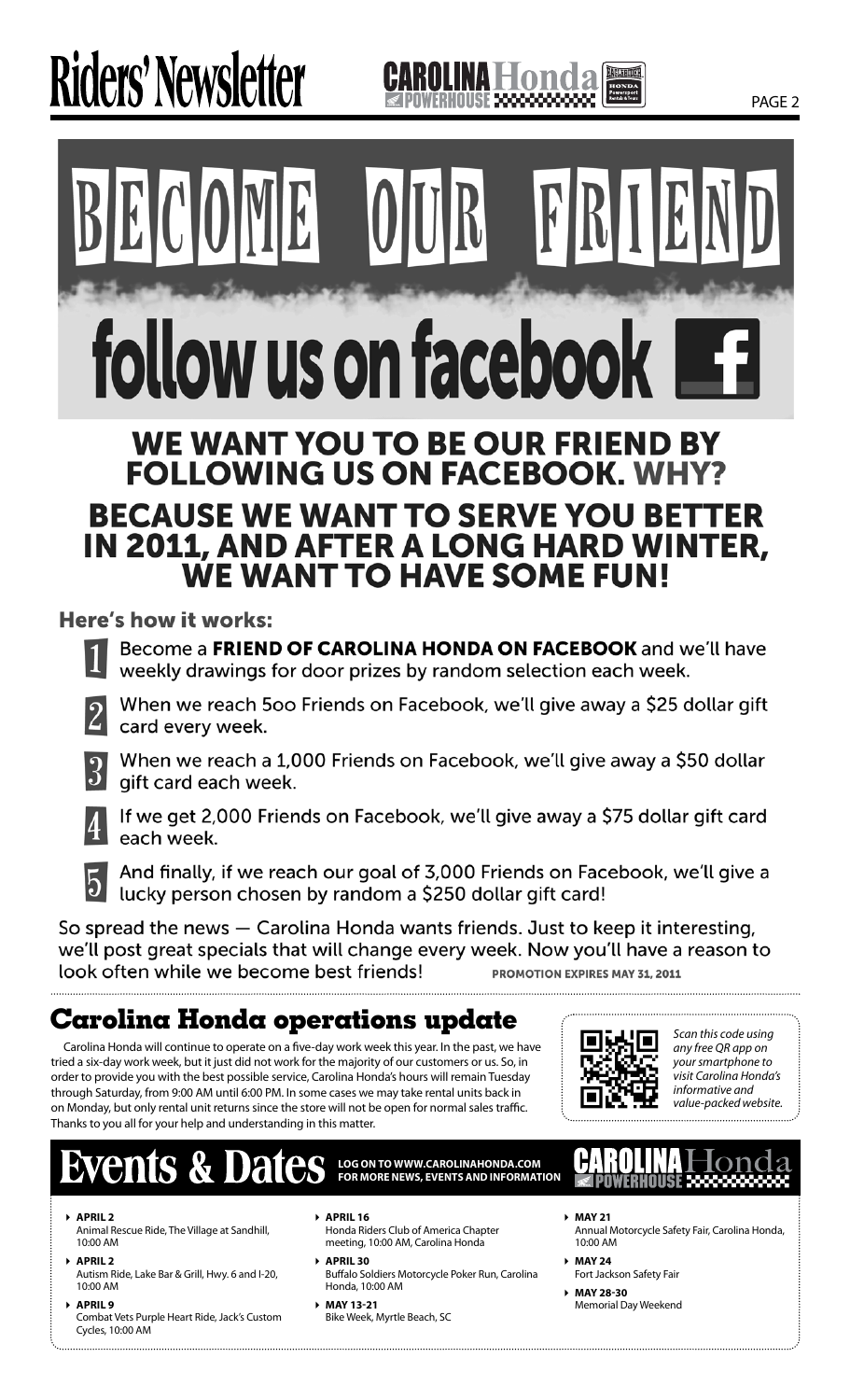# BECOME OUR FRIEND

# follow us on facebook

## WE WANT YOU TO BE OUR FRIEND BY FOLLOWING US ON FACEBOOK. WHY?

## BECAUSE WE WANT TO SERVE YOU BETTER IN 2011, AND AFTER A LONG HARD WINTER, WE WANT TO HAVE SOME FUN!

### Here's how it works:

1. Become a **FRIEND OF CAROLINA HONDA ON FACEBOOK** and we'll have weekly drawings for door prizes by random selection each week.
2. When we reach 5oo Friends on Facebook, we'll give away a $25 dollar gift card every week.
3. When we reach a 1,000 Friends on Facebook, we'll give away a $50 dollar gift card each week.
4. If we get 2,000 Friends on Facebook, we'll give away a $75 dollar gift card each week.
5. And finally, if we reach our goal of 3,000 Friends on Facebook, we'll give a lucky person chosen by random a $250 dollar gift card!

So spread the news — Carolina Honda wants friends. Just to keep it interesting, we'll post great specials that will change every week. Now you'll have a reason to look often while we become best friends! **PROMOTION EXPIRES MAY 31, 2011**

## Carolina Honda operations update

Carolina Honda will continue to operate on a five-day work week this year. In the past, we have tried a six-day work week, but it just did not work for the majority of our customers or us. So, in order to provide you with the best possible service, Carolina Honda's hours will remain Tuesday through Saturday, from 9:00 AM until 6:00 PM. In some cases we may take rental units back in on Monday, but only rental unit returns since the store will not be open for normal sales traffic. Thanks to you all for your help and understanding in this matter.

*Scan this code using any free QR app on your smartphone to visit Carolina Honda's informative and value-packed website.*

## Events & Dates

**LOG ON TO WWW.CAROLINAHONDA.COM FOR MORE NEWS, EVENTS AND INFORMATION**

- **APRIL 2**
  Animal Rescue Ride, The Village at Sandhill, 10:00 AM
- **APRIL 2**
  Autism Ride, Lake Bar & Grill, Hwy. 6 and I-20, 10:00 AM
- **APRIL 9**
  Combat Vets Purple Heart Ride, Jack's Custom Cycles, 10:00 AM
- **APRIL 16**
  Honda Riders Club of America Chapter meeting, 10:00 AM, Carolina Honda
- **APRIL 30**
  Buffalo Soldiers Motorcycle Poker Run, Carolina Honda, 10:00 AM
- **MAY 13-21**
  Bike Week, Myrtle Beach, SC
- **MAY 21**
  Annual Motorcycle Safety Fair, Carolina Honda, 10:00 AM
- **MAY 24**
  Fort Jackson Safety Fair
- **MAY 28-30**
  Memorial Day Weekend